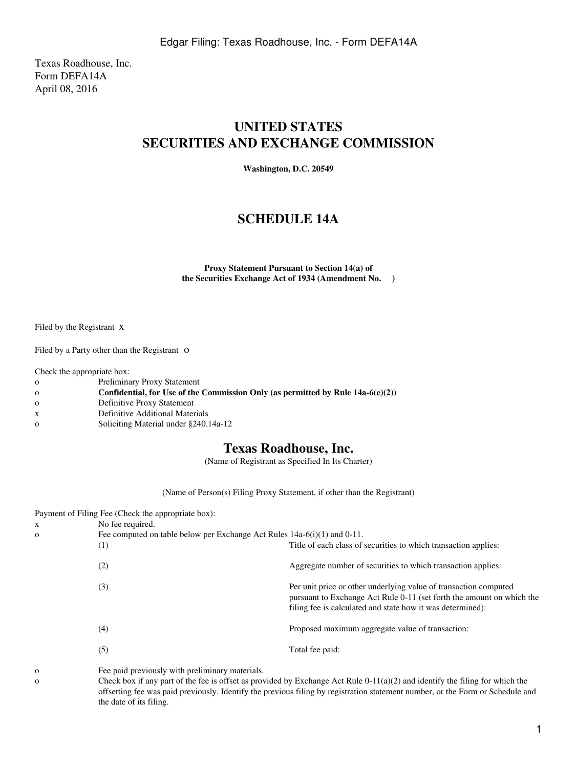Texas Roadhouse, Inc.
Form DEFA14A
April 08, 2016

# UNITED STATES
# SECURITIES AND EXCHANGE COMMISSION

**Washington, D.C. 20549**

# SCHEDULE 14A

**Proxy Statement Pursuant to Section 14(a) of the Securities Exchange Act of 1934 (Amendment No. )**

Filed by the Registrant x

Filed by a Party other than the Registrant o

Check the appropriate box:

| | |
|---|---|
| o | Preliminary Proxy Statement |
| o | **Confidential, for Use of the Commission Only (as permitted by Rule 14a-6(e)(2))** |
| o | Definitive Proxy Statement |
| x | Definitive Additional Materials |
| o | Soliciting Material under §240.14a-12 |

## Texas Roadhouse, Inc.

(Name of Registrant as Specified In Its Charter)

(Name of Person(s) Filing Proxy Statement, if other than the Registrant)

Payment of Filing Fee (Check the appropriate box):

| | | |
|---|---|---|
| x | No fee required. | |
| o | Fee computed on table below per Exchange Act Rules 14a-6(i)(1) and 0-11. | |
| | (1) | Title of each class of securities to which transaction applies: |
| | (2) | Aggregate number of securities to which transaction applies: |
| | (3) | Per unit price or other underlying value of transaction computed pursuant to Exchange Act Rule 0-11 (set forth the amount on which the filing fee is calculated and state how it was determined): |
| | (4) | Proposed maximum aggregate value of transaction: |
| | (5) | Total fee paid: |
| o | Fee paid previously with preliminary materials. | |
| o | Check box if any part of the fee is offset as provided by Exchange Act Rule 0-11(a)(2) and identify the filing for which the offsetting fee was paid previously. Identify the previous filing by registration statement number, or the Form or Schedule and the date of its filing. | |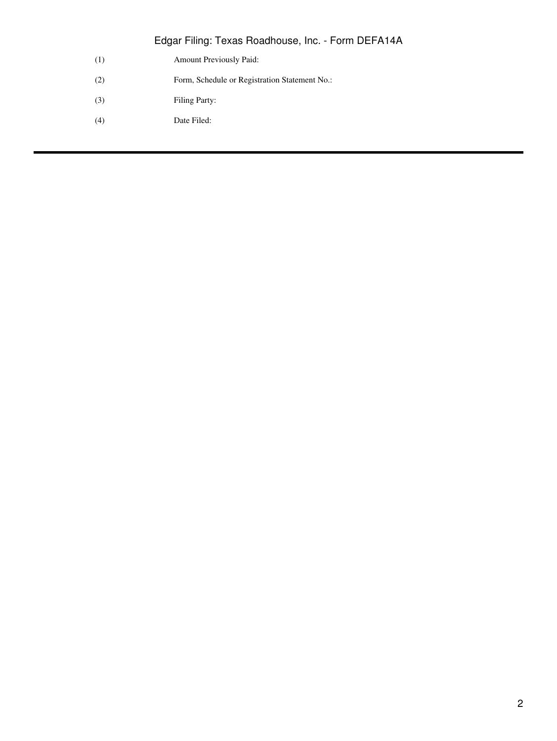(1) Amount Previously Paid:

(2) Form, Schedule or Registration Statement No.:

(3) Filing Party:

(4) Date Filed: